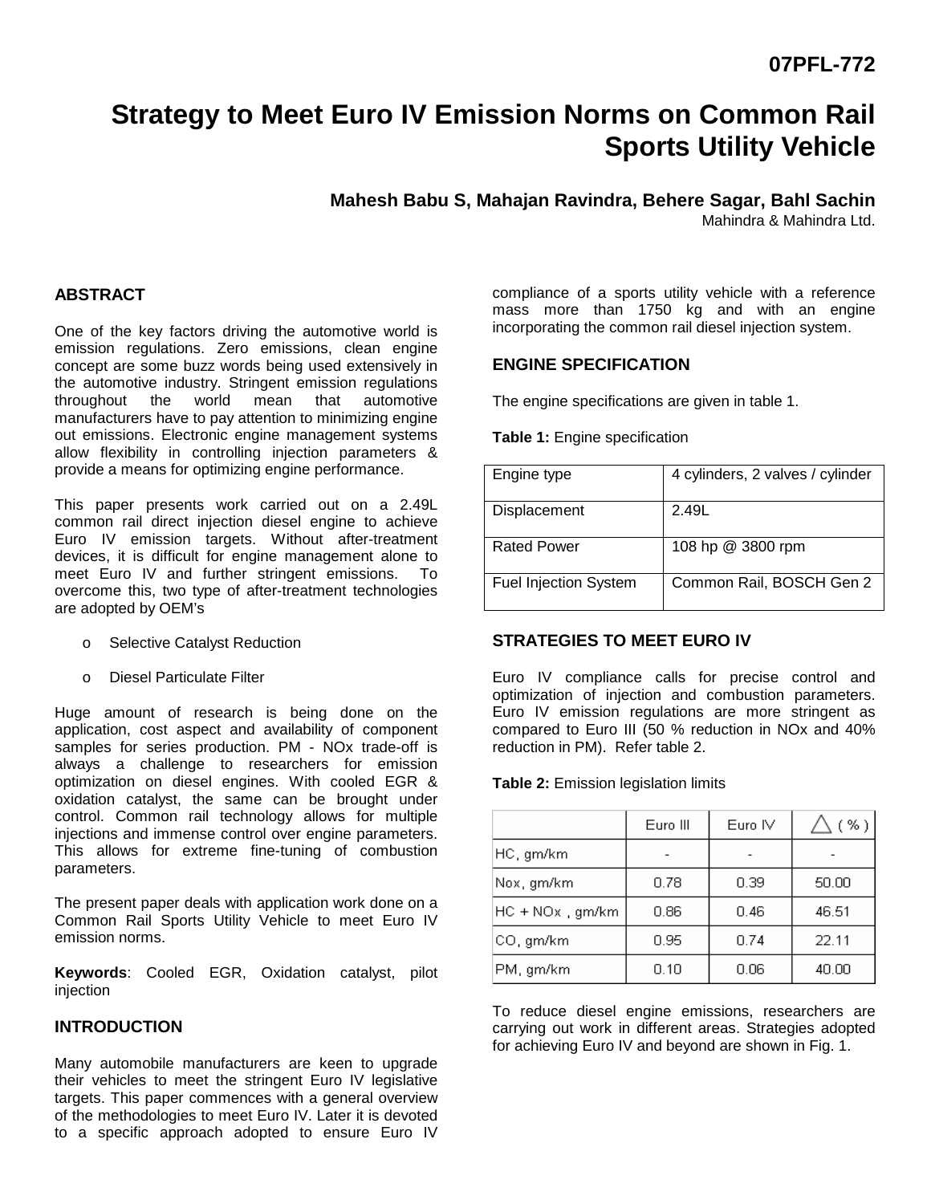07PFL-772

# Strategy to Meet Euro IV Emission Norms on Common Rail Sports Utility Vehicle

**Mahesh Babu S, Mahajan Ravindra, Behere Sagar, Bahl Sachin**

Mahindra & Mahindra Ltd.

## ABSTRACT

One of the key factors driving the automotive world is emission regulations. Zero emissions, clean engine concept are some buzz words being used extensively in the automotive industry. Stringent emission regulations throughout the world mean that automotive manufacturers have to pay attention to minimizing engine out emissions. Electronic engine management systems allow flexibility in controlling injection parameters & provide a means for optimizing engine performance.

This paper presents work carried out on a 2.49L common rail direct injection diesel engine to achieve Euro IV emission targets. Without after-treatment devices, it is difficult for engine management alone to meet Euro IV and further stringent emissions. To overcome this, two type of after-treatment technologies are adopted by OEM's

- Selective Catalyst Reduction
- Diesel Particulate Filter

Huge amount of research is being done on the application, cost aspect and availability of component samples for series production. PM - NOx trade-off is always a challenge to researchers for emission optimization on diesel engines. With cooled EGR & oxidation catalyst, the same can be brought under control. Common rail technology allows for multiple injections and immense control over engine parameters. This allows for extreme fine-tuning of combustion parameters.

The present paper deals with application work done on a Common Rail Sports Utility Vehicle to meet Euro IV emission norms.

**Keywords**: Cooled EGR, Oxidation catalyst, pilot injection

## INTRODUCTION

Many automobile manufacturers are keen to upgrade their vehicles to meet the stringent Euro IV legislative targets. This paper commences with a general overview of the methodologies to meet Euro IV. Later it is devoted to a specific approach adopted to ensure Euro IV compliance of a sports utility vehicle with a reference mass more than 1750 kg and with an engine incorporating the common rail diesel injection system.

## ENGINE SPECIFICATION

The engine specifications are given in table 1.

**Table 1:** Engine specification

| | |
|---|---|
| Engine type | 4 cylinders, 2 valves / cylinder |
| Displacement | 2.49L |
| Rated Power | 108 hp @ 3800 rpm |
| Fuel Injection System | Common Rail, BOSCH Gen 2 |

## STRATEGIES TO MEET EURO IV

Euro IV compliance calls for precise control and optimization of injection and combustion parameters. Euro IV emission regulations are more stringent as compared to Euro III (50 % reduction in NOx and 40% reduction in PM). Refer table 2.

**Table 2:** Emission legislation limits

| | Euro III | Euro IV | $\triangle$ (%) |
|---|---|---|---|
| HC, gm/km | - | - | - |
| Nox, gm/km | 0.78 | 0.39 | 50.00 |
| HC + NOx , gm/km | 0.86 | 0.46 | 46.51 |
| CO, gm/km | 0.95 | 0.74 | 22.11 |
| PM, gm/km | 0.10 | 0.06 | 40.00 |

To reduce diesel engine emissions, researchers are carrying out work in different areas. Strategies adopted for achieving Euro IV and beyond are shown in Fig. 1.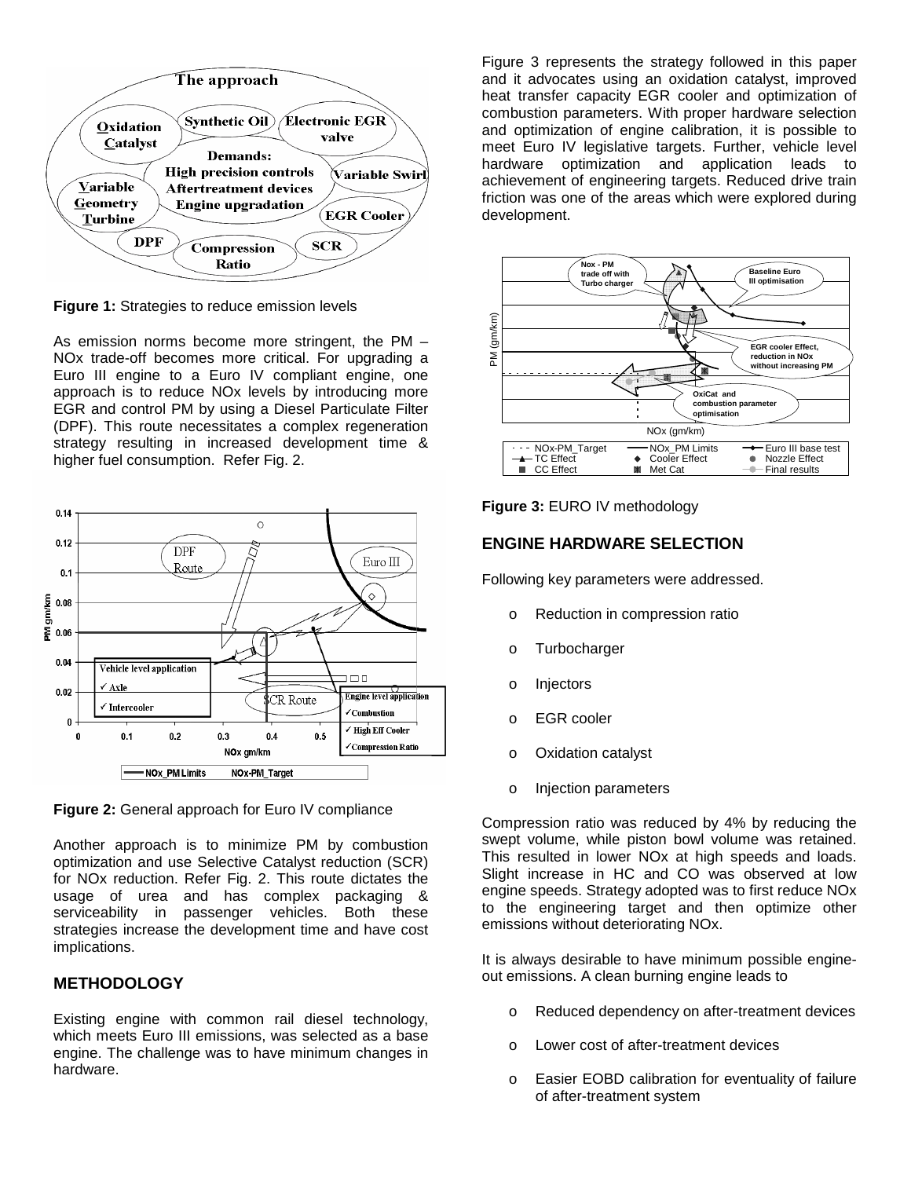**Figure 1:** Strategies to reduce emission levels

As emission norms become more stringent, the PM – NOx trade-off becomes more critical. For upgrading a Euro III engine to a Euro IV compliant engine, one approach is to reduce NOx levels by introducing more EGR and control PM by using a Diesel Particulate Filter (DPF). This route necessitates a complex regeneration strategy resulting in increased development time & higher fuel consumption. Refer Fig. 2.

**Figure 2:** General approach for Euro IV compliance

Another approach is to minimize PM by combustion optimization and use Selective Catalyst reduction (SCR) for NOx reduction. Refer Fig. 2. This route dictates the usage of urea and has complex packaging & serviceability in passenger vehicles. Both these strategies increase the development time and have cost implications.

## METHODOLOGY

Existing engine with common rail diesel technology, which meets Euro III emissions, was selected as a base engine. The challenge was to have minimum changes in hardware.

Figure 3 represents the strategy followed in this paper and it advocates using an oxidation catalyst, improved heat transfer capacity EGR cooler and optimization of combustion parameters. With proper hardware selection and optimization of engine calibration, it is possible to meet Euro IV legislative targets. Further, vehicle level hardware optimization and application leads to achievement of engineering targets. Reduced drive train friction was one of the areas which were explored during development.

**Figure 3:** EURO IV methodology

## ENGINE HARDWARE SELECTION

Following key parameters were addressed.

- Reduction in compression ratio
- Turbocharger
- Injectors
- EGR cooler
- Oxidation catalyst
- Injection parameters

Compression ratio was reduced by 4% by reducing the swept volume, while piston bowl volume was retained. This resulted in lower NOx at high speeds and loads. Slight increase in HC and CO was observed at low engine speeds. Strategy adopted was to first reduce NOx to the engineering target and then optimize other emissions without deteriorating NOx.

It is always desirable to have minimum possible engine-out emissions. A clean burning engine leads to

- Reduced dependency on after-treatment devices
- Lower cost of after-treatment devices
- Easier EOBD calibration for eventuality of failure of after-treatment system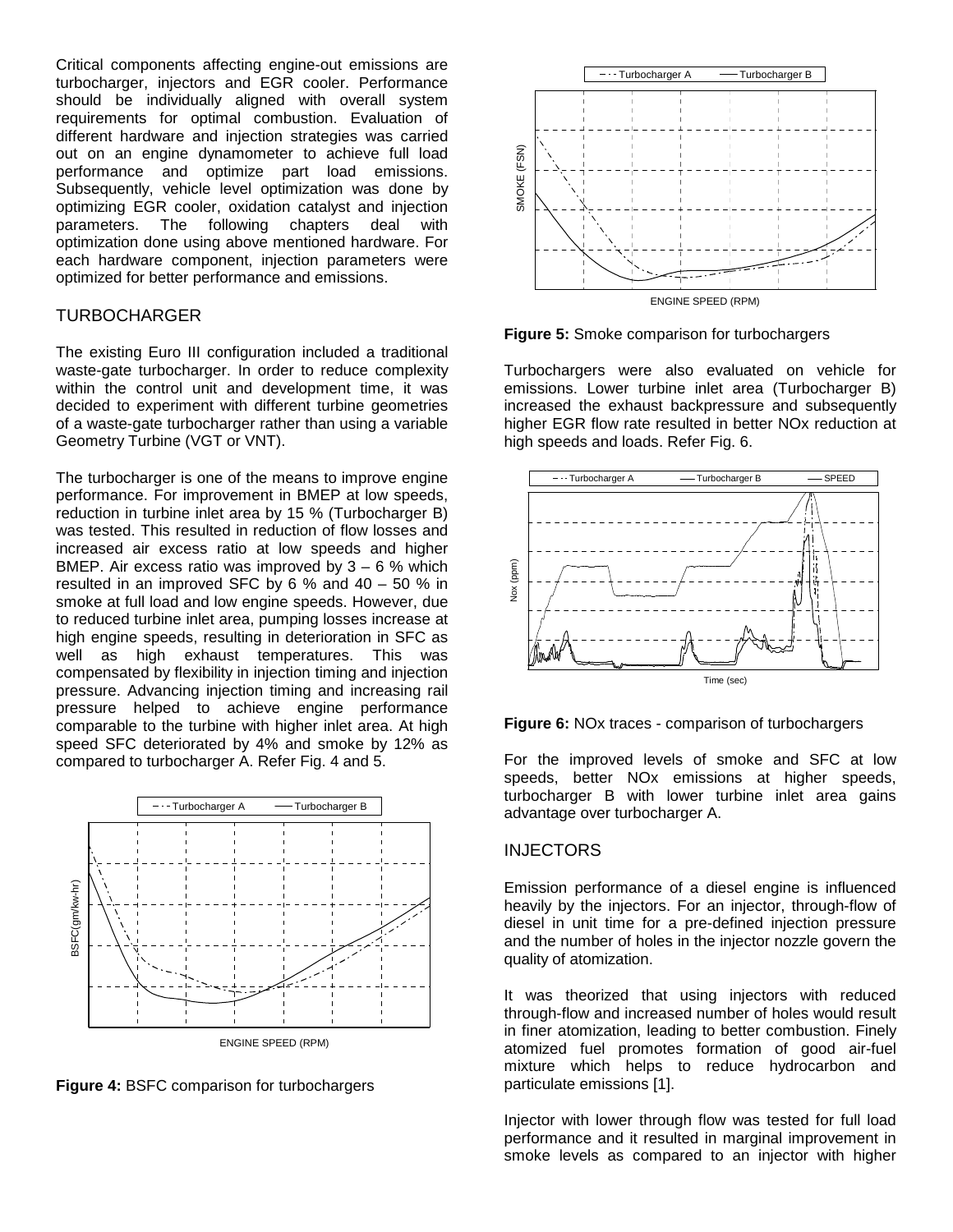Critical components affecting engine-out emissions are turbocharger, injectors and EGR cooler. Performance should be individually aligned with overall system requirements for optimal combustion. Evaluation of different hardware and injection strategies was carried out on an engine dynamometer to achieve full load performance and optimize part load emissions. Subsequently, vehicle level optimization was done by optimizing EGR cooler, oxidation catalyst and injection parameters. The following chapters deal with optimization done using above mentioned hardware. For each hardware component, injection parameters were optimized for better performance and emissions.

## TURBOCHARGER

The existing Euro III configuration included a traditional waste-gate turbocharger. In order to reduce complexity within the control unit and development time, it was decided to experiment with different turbine geometries of a waste-gate turbocharger rather than using a variable Geometry Turbine (VGT or VNT).

The turbocharger is one of the means to improve engine performance. For improvement in BMEP at low speeds, reduction in turbine inlet area by 15 % (Turbocharger B) was tested. This resulted in reduction of flow losses and increased air excess ratio at low speeds and higher BMEP. Air excess ratio was improved by 3 – 6 % which resulted in an improved SFC by 6 % and 40 – 50 % in smoke at full load and low engine speeds. However, due to reduced turbine inlet area, pumping losses increase at high engine speeds, resulting in deterioration in SFC as well as high exhaust temperatures. This was compensated by flexibility in injection timing and injection pressure. Advancing injection timing and increasing rail pressure helped to achieve engine performance comparable to the turbine with higher inlet area. At high speed SFC deteriorated by 4% and smoke by 12% as compared to turbocharger A. Refer Fig. 4 and 5.

Turbocharger A
Turbocharger B
BSFC(gm/kw-hr)
ENGINE SPEED (RPM)

**Figure 4:** BSFC comparison for turbochargers

Turbocharger A
Turbocharger B
SMOKE (FSN)
ENGINE SPEED (RPM)

**Figure 5:** Smoke comparison for turbochargers

Turbochargers were also evaluated on vehicle for emissions. Lower turbine inlet area (Turbocharger B) increased the exhaust backpressure and subsequently higher EGR flow rate resulted in better NOx reduction at high speeds and loads. Refer Fig. 6.

Turbocharger A
Turbocharger B
SPEED
Nox (ppm)
Time (sec)

**Figure 6:** NOx traces - comparison of turbochargers

For the improved levels of smoke and SFC at low speeds, better NOx emissions at higher speeds, turbocharger B with lower turbine inlet area gains advantage over turbocharger A.

## INJECTORS

Emission performance of a diesel engine is influenced heavily by the injectors. For an injector, through-flow of diesel in unit time for a pre-defined injection pressure and the number of holes in the injector nozzle govern the quality of atomization.

It was theorized that using injectors with reduced through-flow and increased number of holes would result in finer atomization, leading to better combustion. Finely atomized fuel promotes formation of good air-fuel mixture which helps to reduce hydrocarbon and particulate emissions [1].

Injector with lower through flow was tested for full load performance and it resulted in marginal improvement in smoke levels as compared to an injector with higher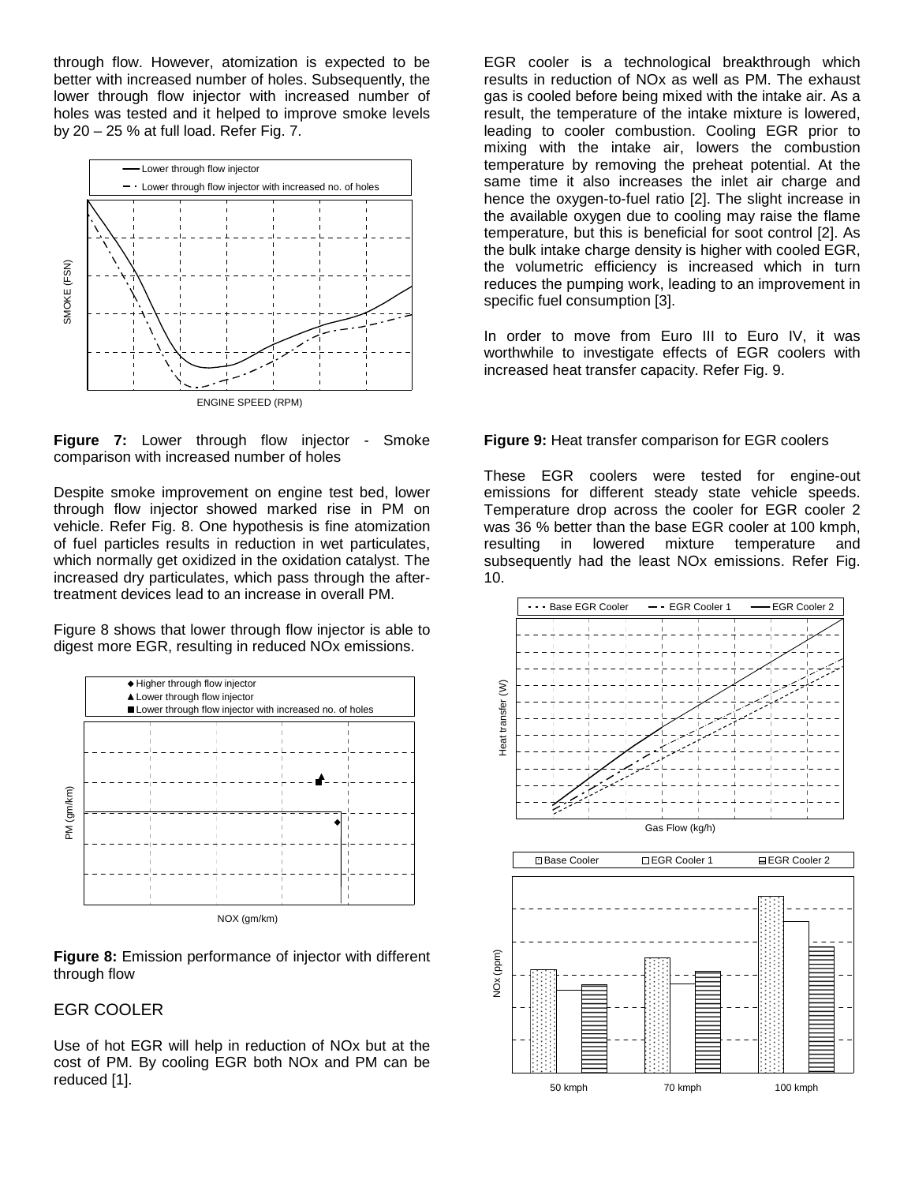through flow. However, atomization is expected to be better with increased number of holes. Subsequently, the lower through flow injector with increased number of holes was tested and it helped to improve smoke levels by 20 – 25 % at full load. Refer Fig. 7.

Lower through flow injector
Lower through flow injector with increased no. of holes
SMOKE (FSN)
ENGINE SPEED (RPM)

**Figure 7:** Lower through flow injector - Smoke comparison with increased number of holes

Despite smoke improvement on engine test bed, lower through flow injector showed marked rise in PM on vehicle. Refer Fig. 8. One hypothesis is fine atomization of fuel particles results in reduction in wet particulates, which normally get oxidized in the oxidation catalyst. The increased dry particulates, which pass through the after-treatment devices lead to an increase in overall PM.

Figure 8 shows that lower through flow injector is able to digest more EGR, resulting in reduced NOx emissions.

Higher through flow injector
Lower through flow injector
Lower through flow injector with increased no. of holes
PM (gm/km)
NOX (gm/km)

**Figure 8:** Emission performance of injector with different through flow

## EGR COOLER

Use of hot EGR will help in reduction of NOx but at the cost of PM. By cooling EGR both NOx and PM can be reduced [1].

EGR cooler is a technological breakthrough which results in reduction of NOx as well as PM. The exhaust gas is cooled before being mixed with the intake air. As a result, the temperature of the intake mixture is lowered, leading to cooler combustion. Cooling EGR prior to mixing with the intake air, lowers the combustion temperature by removing the preheat potential. At the same time it also increases the inlet air charge and hence the oxygen-to-fuel ratio [2]. The slight increase in the available oxygen due to cooling may raise the flame temperature, but this is beneficial for soot control [2]. As the bulk intake charge density is higher with cooled EGR, the volumetric efficiency is increased which in turn reduces the pumping work, leading to an improvement in specific fuel consumption [3].

In order to move from Euro III to Euro IV, it was worthwhile to investigate effects of EGR coolers with increased heat transfer capacity. Refer Fig. 9.

**Figure 9:** Heat transfer comparison for EGR coolers

These EGR coolers were tested for engine-out emissions for different steady state vehicle speeds. Temperature drop across the cooler for EGR cooler 2 was 36 % better than the base EGR cooler at 100 kmph, resulting in lowered mixture temperature and subsequently had the least NOx emissions. Refer Fig. 10.

Base EGR Cooler
EGR Cooler 1
EGR Cooler 2
Heat transfer (W)
Gas Flow (kg/h)

Base Cooler
EGR Cooler 1
EGR Cooler 2
NOx (ppm)
50 kmph
70 kmph
100 kmph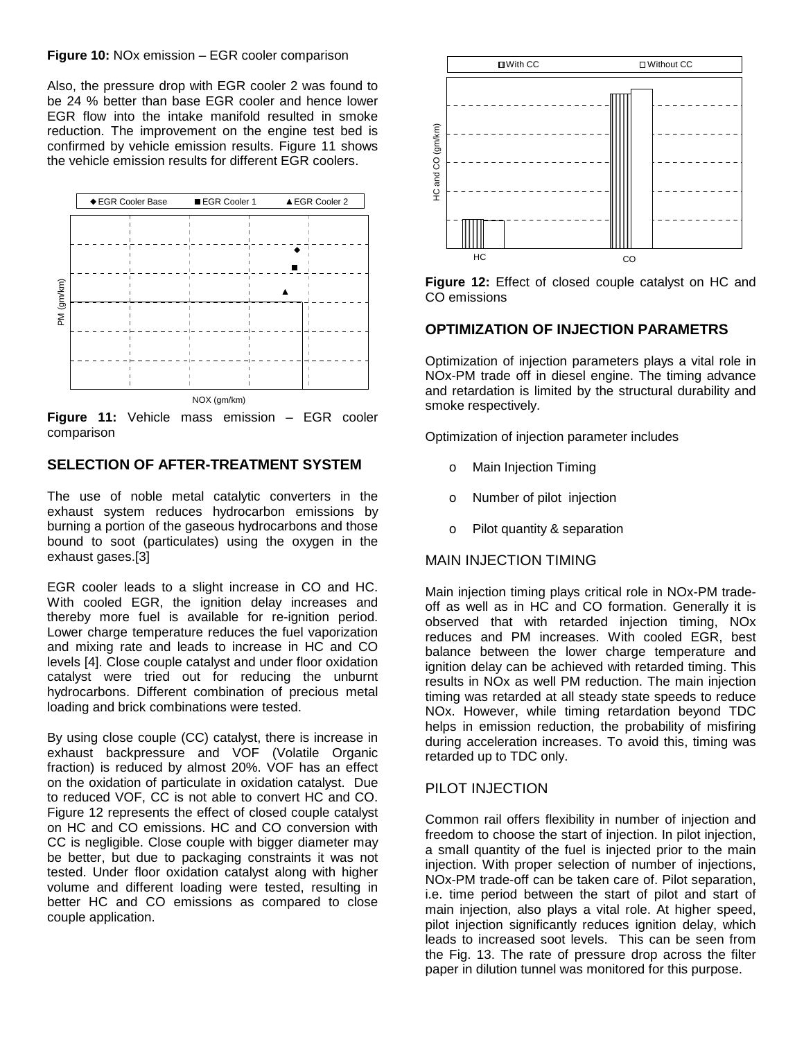**Figure 10:** NOx emission – EGR cooler comparison

Also, the pressure drop with EGR cooler 2 was found to be 24 % better than base EGR cooler and hence lower EGR flow into the intake manifold resulted in smoke reduction. The improvement on the engine test bed is confirmed by vehicle emission results. Figure 11 shows the vehicle emission results for different EGR coolers.

◆ EGR Cooler Base
■ EGR Cooler 1
▲ EGR Cooler 2
PM (gm/km)
NOX (gm/km)

**Figure 11:** Vehicle mass emission – EGR cooler comparison

## SELECTION OF AFTER-TREATMENT SYSTEM

The use of noble metal catalytic converters in the exhaust system reduces hydrocarbon emissions by burning a portion of the gaseous hydrocarbons and those bound to soot (particulates) using the oxygen in the exhaust gases.[3]

EGR cooler leads to a slight increase in CO and HC. With cooled EGR, the ignition delay increases and thereby more fuel is available for re-ignition period. Lower charge temperature reduces the fuel vaporization and mixing rate and leads to increase in HC and CO levels [4]. Close couple catalyst and under floor oxidation catalyst were tried out for reducing the unburnt hydrocarbons. Different combination of precious metal loading and brick combinations were tested.

By using close couple (CC) catalyst, there is increase in exhaust backpressure and VOF (Volatile Organic fraction) is reduced by almost 20%. VOF has an effect on the oxidation of particulate in oxidation catalyst. Due to reduced VOF, CC is not able to convert HC and CO. Figure 12 represents the effect of closed couple catalyst on HC and CO emissions. HC and CO conversion with CC is negligible. Close couple with bigger diameter may be better, but due to packaging constraints it was not tested. Under floor oxidation catalyst along with higher volume and different loading were tested, resulting in better HC and CO emissions as compared to close couple application.

With CC
Without CC
HC and CO (gm/km)
HC
CO

**Figure 12:** Effect of closed couple catalyst on HC and CO emissions

## OPTIMIZATION OF INJECTION PARAMETRS

Optimization of injection parameters plays a vital role in NOx-PM trade off in diesel engine. The timing advance and retardation is limited by the structural durability and smoke respectively.

Optimization of injection parameter includes

- Main Injection Timing
- Number of pilot injection
- Pilot quantity & separation

### MAIN INJECTION TIMING

Main injection timing plays critical role in NOx-PM trade-off as well as in HC and CO formation. Generally it is observed that with retarded injection timing, NOx reduces and PM increases. With cooled EGR, best balance between the lower charge temperature and ignition delay can be achieved with retarded timing. This results in NOx as well PM reduction. The main injection timing was retarded at all steady state speeds to reduce NOx. However, while timing retardation beyond TDC helps in emission reduction, the probability of misfiring during acceleration increases. To avoid this, timing was retarded up to TDC only.

### PILOT INJECTION

Common rail offers flexibility in number of injection and freedom to choose the start of injection. In pilot injection, a small quantity of the fuel is injected prior to the main injection. With proper selection of number of injections, NOx-PM trade-off can be taken care of. Pilot separation, i.e. time period between the start of pilot and start of main injection, also plays a vital role. At higher speed, pilot injection significantly reduces ignition delay, which leads to increased soot levels. This can be seen from the Fig. 13. The rate of pressure drop across the filter paper in dilution tunnel was monitored for this purpose.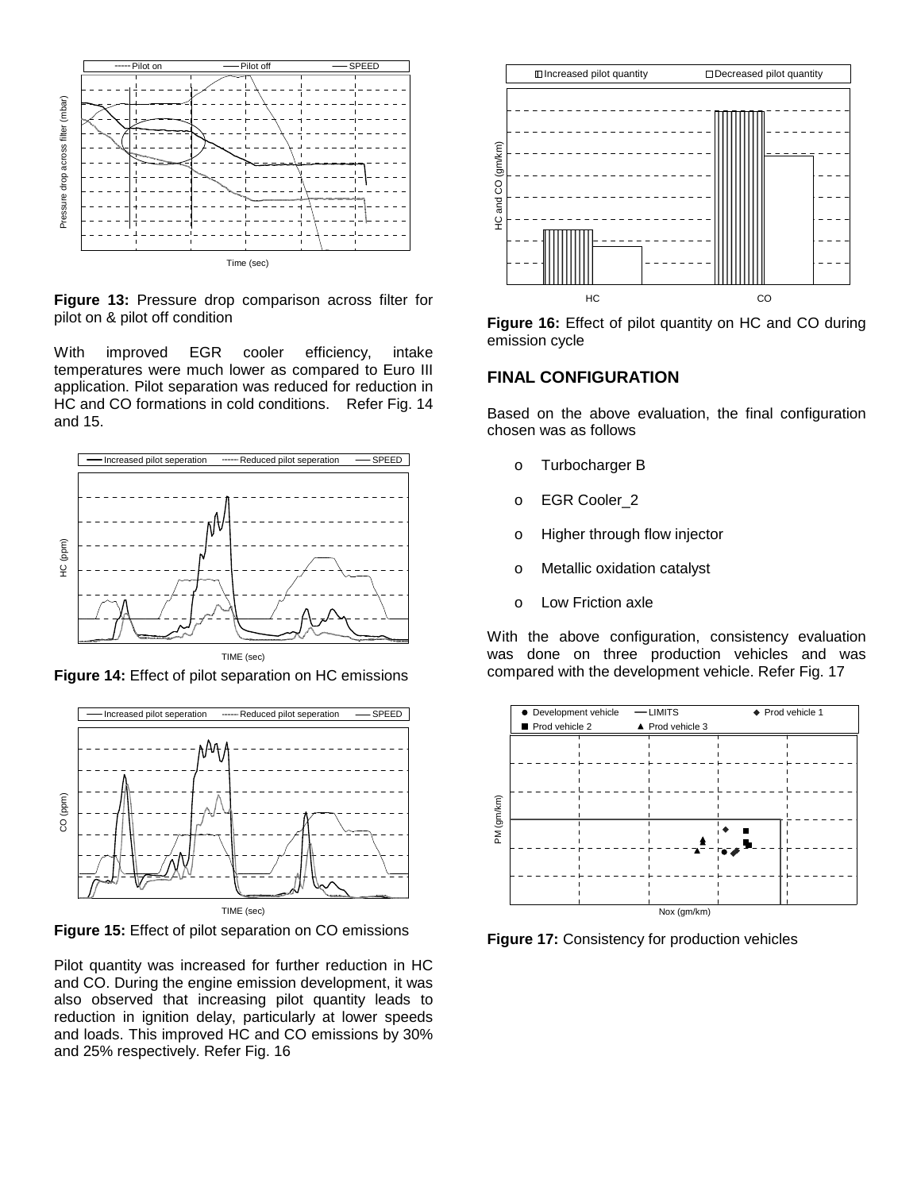Pilot on
Pilot off
SPEED
Pressure drop across filter (mbar)
Time (sec)

**Figure 13:** Pressure drop comparison across filter for pilot on & pilot off condition

With improved EGR cooler efficiency, intake temperatures were much lower as compared to Euro III application. Pilot separation was reduced for reduction in HC and CO formations in cold conditions. Refer Fig. 14 and 15.

Increased pilot seperation
Reduced pilot seperation
SPEED
HC (ppm)
TIME (sec)

**Figure 14:** Effect of pilot separation on HC emissions

Increased pilot seperation
Reduced pilot seperation
SPEED
CO (ppm)
TIME (sec)

**Figure 15:** Effect of pilot separation on CO emissions

Pilot quantity was increased for further reduction in HC and CO. During the engine emission development, it was also observed that increasing pilot quantity leads to reduction in ignition delay, particularly at lower speeds and loads. This improved HC and CO emissions by 30% and 25% respectively. Refer Fig. 16

Increased pilot quantity
Decreased pilot quantity
HC and CO (gm/km)
HC
CO

**Figure 16:** Effect of pilot quantity on HC and CO during emission cycle

## FINAL CONFIGURATION

Based on the above evaluation, the final configuration chosen was as follows

- Turbocharger B
- EGR Cooler_2
- Higher through flow injector
- Metallic oxidation catalyst
- Low Friction axle

With the above configuration, consistency evaluation was done on three production vehicles and was compared with the development vehicle. Refer Fig. 17

Development vehicle
LIMITS
Prod vehicle 1
Prod vehicle 2
Prod vehicle 3
PM (gm/km)
Nox (gm/km)

**Figure 17:** Consistency for production vehicles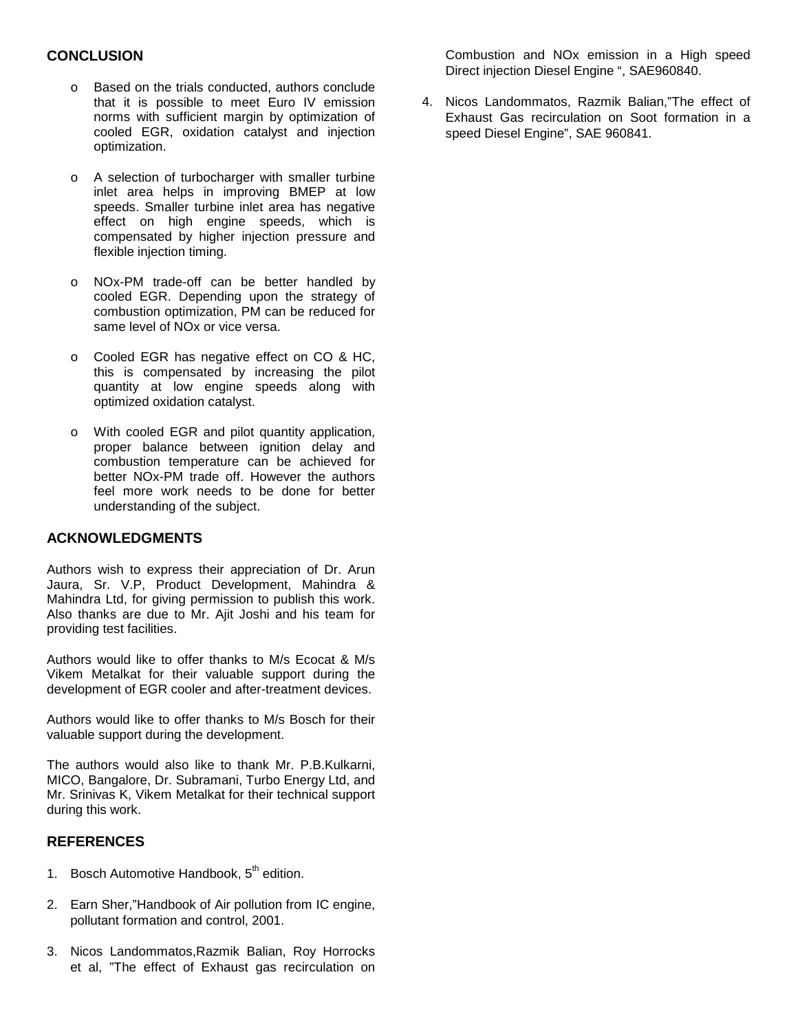## CONCLUSION

- Based on the trials conducted, authors conclude that it is possible to meet Euro IV emission norms with sufficient margin by optimization of cooled EGR, oxidation catalyst and injection optimization.
- A selection of turbocharger with smaller turbine inlet area helps in improving BMEP at low speeds. Smaller turbine inlet area has negative effect on high engine speeds, which is compensated by higher injection pressure and flexible injection timing.
- NOx-PM trade-off can be better handled by cooled EGR. Depending upon the strategy of combustion optimization, PM can be reduced for same level of NOx or vice versa.
- Cooled EGR has negative effect on CO & HC, this is compensated by increasing the pilot quantity at low engine speeds along with optimized oxidation catalyst.
- With cooled EGR and pilot quantity application, proper balance between ignition delay and combustion temperature can be achieved for better NOx-PM trade off. However the authors feel more work needs to be done for better understanding of the subject.

## ACKNOWLEDGMENTS

Authors wish to express their appreciation of Dr. Arun Jaura, Sr. V.P, Product Development, Mahindra & Mahindra Ltd, for giving permission to publish this work. Also thanks are due to Mr. Ajit Joshi and his team for providing test facilities.

Authors would like to offer thanks to M/s Ecocat & M/s Vikem Metalkat for their valuable support during the development of EGR cooler and after-treatment devices.

Authors would like to offer thanks to M/s Bosch for their valuable support during the development.

The authors would also like to thank Mr. P.B.Kulkarni, MICO, Bangalore, Dr. Subramani, Turbo Energy Ltd, and Mr. Srinivas K, Vikem Metalkat for their technical support during this work.

## REFERENCES

1. Bosch Automotive Handbook, 5th edition.
2. Earn Sher,"Handbook of Air pollution from IC engine, pollutant formation and control, 2001.
3. Nicos Landommatos,Razmik Balian, Roy Horrocks et al, "The effect of Exhaust gas recirculation on Combustion and NOx emission in a High speed Direct injection Diesel Engine ", SAE960840.
4. Nicos Landommatos, Razmik Balian,"The effect of Exhaust Gas recirculation on Soot formation in a speed Diesel Engine", SAE 960841.